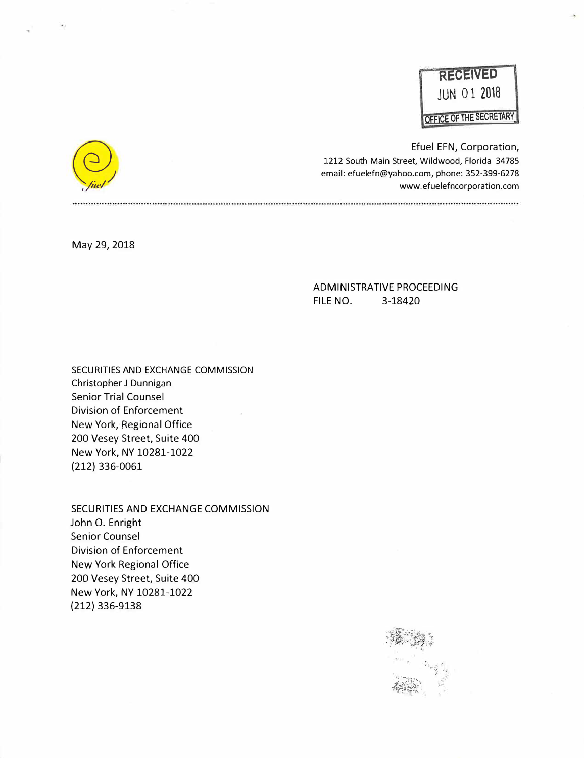RECEIVED
JUN 01 2018
OFFICE OF THE SECRETARY

Efuel EFN, Corporation,
1212 South Main Street, Wildwood, Florida 34785
email: efuelefn@yahoo.com, phone: 352-399-6278
www.efuelefncorporation.com

May 29, 2018

ADMINISTRATIVE PROCEEDING
FILE NO. 3-18420

SECURITIES AND EXCHANGE COMMISSION
Christopher J Dunnigan
Senior Trial Counsel
Division of Enforcement
New York, Regional Office
200 Vesey Street, Suite 400
New York, NY 10281-1022
(212) 336-0061

SECURITIES AND EXCHANGE COMMISSION
John O. Enright
Senior Counsel
Division of Enforcement
New York Regional Office
200 Vesey Street, Suite 400
New York, NY 10281-1022
(212) 336-9138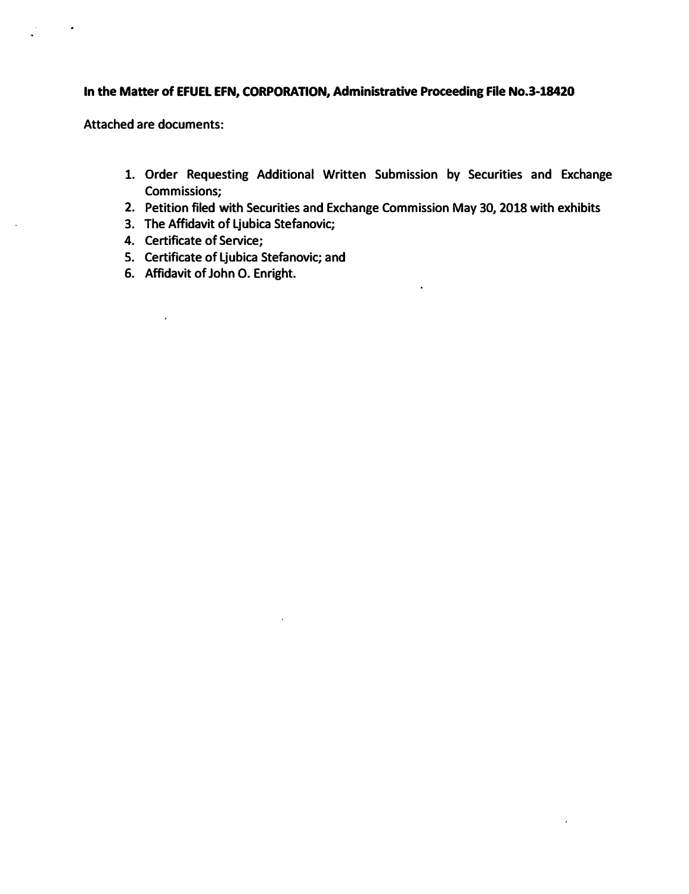**In the Matter of EFUEL EFN, CORPORATION, Administrative Proceeding File No.3-18420**

Attached are documents:

1. Order Requesting Additional Written Submission by Securities and Exchange Commissions;
2. Petition filed with Securities and Exchange Commission May 30, 2018 with exhibits
3. The Affidavit of Ljubica Stefanovic;
4. Certificate of Service;
5. Certificate of Ljubica Stefanovic; and
6. Affidavit of John O. Enright.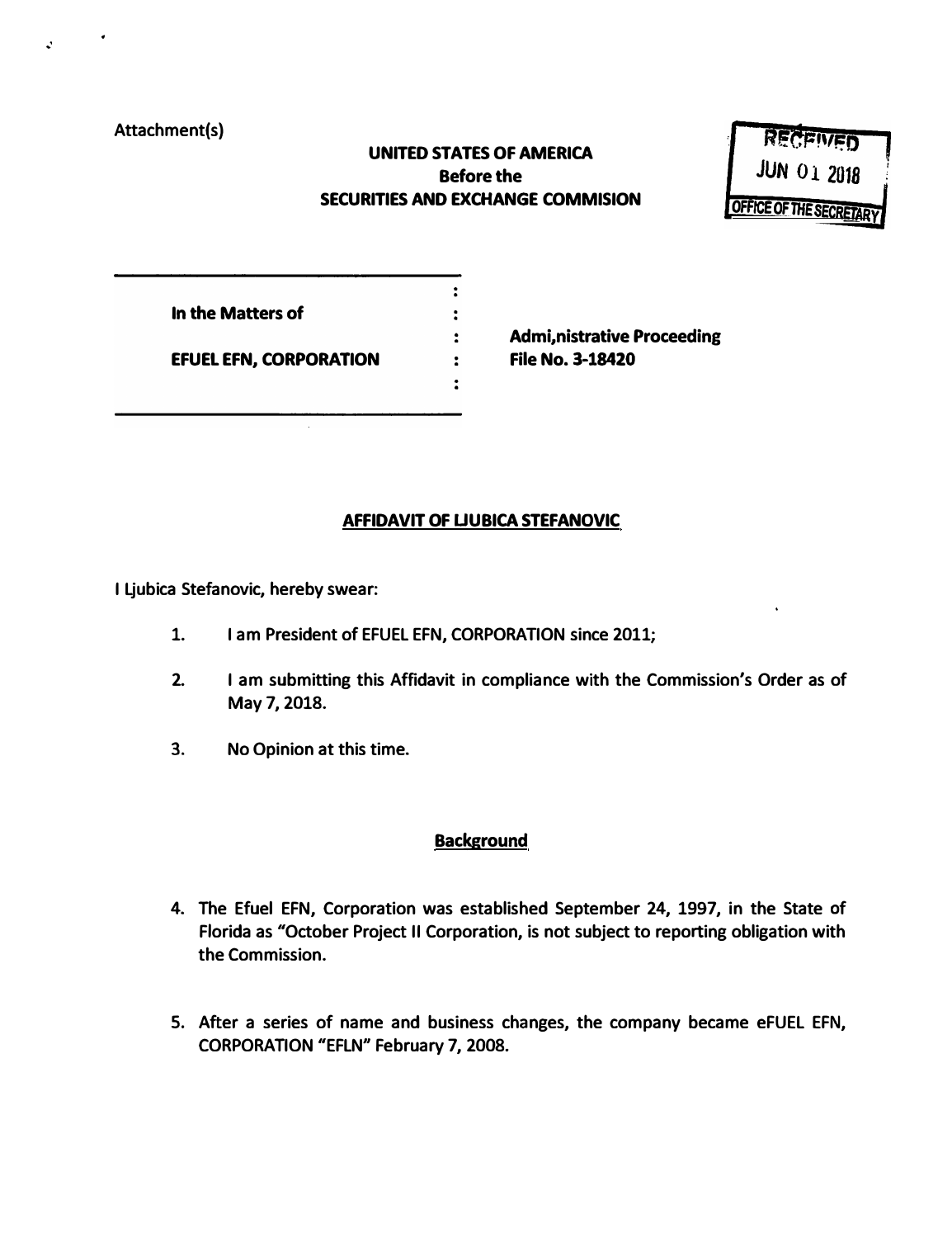Attachment(s)

**UNITED STATES OF AMERICA**
**Before the**
**SECURITIES AND EXCHANGE COMMISION**

RECEIVED
JUN 01 2018
OFFICE OF THE SECRETARY

| | | |
|---|---|---|
| **In the Matters of** | : | **Admi,nistrative Proceeding** |
| **EFUEL EFN, CORPORATION** | : | **File No. 3-18420** |

## AFFIDAVIT OF LJUBICA STEFANOVIC

**I Ljubica Stefanovic, hereby swear:**

1. **I am President of EFUEL EFN, CORPORATION since 2011;**

2. **I am submitting this Affidavit in compliance with the Commission's Order as of May 7, 2018.**

3. **No Opinion at this time.**

## Background

4. **The Efuel EFN, Corporation was established September 24, 1997, in the State of Florida as "October Project II Corporation, is not subject to reporting obligation with the Commission.**

5. **After a series of name and business changes, the company became eFUEL EFN, CORPORATION "EFLN" February 7, 2008.**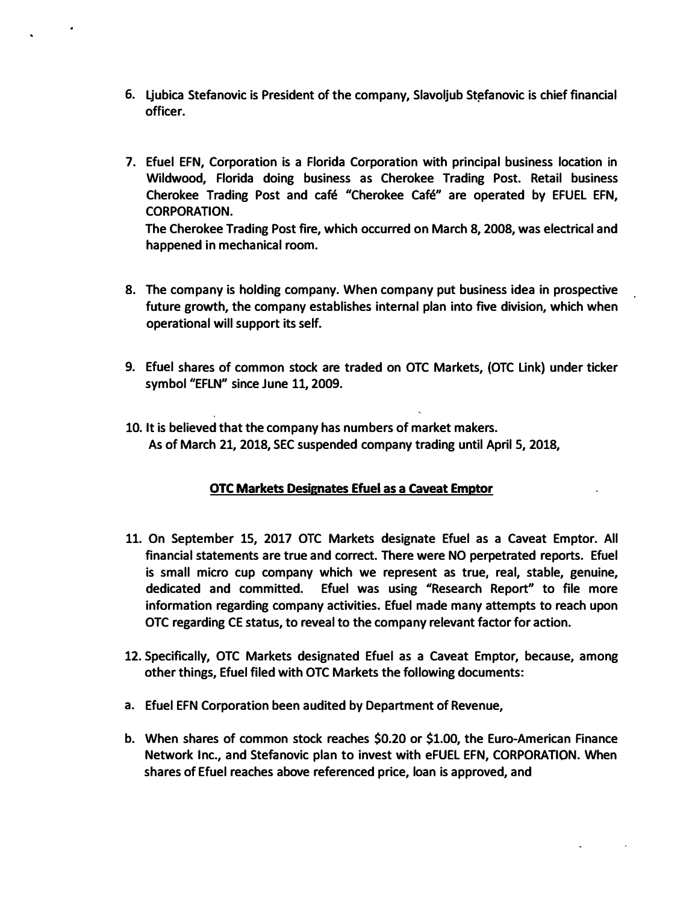6. Ljubica Stefanovic is President of the company, Slavoljub Stefanovic is chief financial officer.

7. Efuel EFN, Corporation is a Florida Corporation with principal business location in Wildwood, Florida doing business as Cherokee Trading Post. Retail business Cherokee Trading Post and café "Cherokee Café" are operated by EFUEL EFN, CORPORATION.
   The Cherokee Trading Post fire, which occurred on March 8, 2008, was electrical and happened in mechanical room.

8. The company is holding company. When company put business idea in prospective future growth, the company establishes internal plan into five division, which when operational will support its self.

9. Efuel shares of common stock are traded on OTC Markets, (OTC Link) under ticker symbol "EFLN" since June 11, 2009.

10. It is believed that the company has numbers of market makers.
    As of March 21, 2018, SEC suspended company trading until April 5, 2018,

## OTC Markets Designates Efuel as a Caveat Emptor

11. On September 15, 2017 OTC Markets designate Efuel as a Caveat Emptor. All financial statements are true and correct. There were NO perpetrated reports. Efuel is small micro cup company which we represent as true, real, stable, genuine, dedicated and committed. Efuel was using "Research Report" to file more information regarding company activities. Efuel made many attempts to reach upon OTC regarding CE status, to reveal to the company relevant factor for action.

12. Specifically, OTC Markets designated Efuel as a Caveat Emptor, because, among other things, Efuel filed with OTC Markets the following documents:

a. Efuel EFN Corporation been audited by Department of Revenue,

b. When shares of common stock reaches $0.20 or $1.00, the Euro-American Finance Network Inc., and Stefanovic plan to invest with eFUEL EFN, CORPORATION. When shares of Efuel reaches above referenced price, loan is approved, and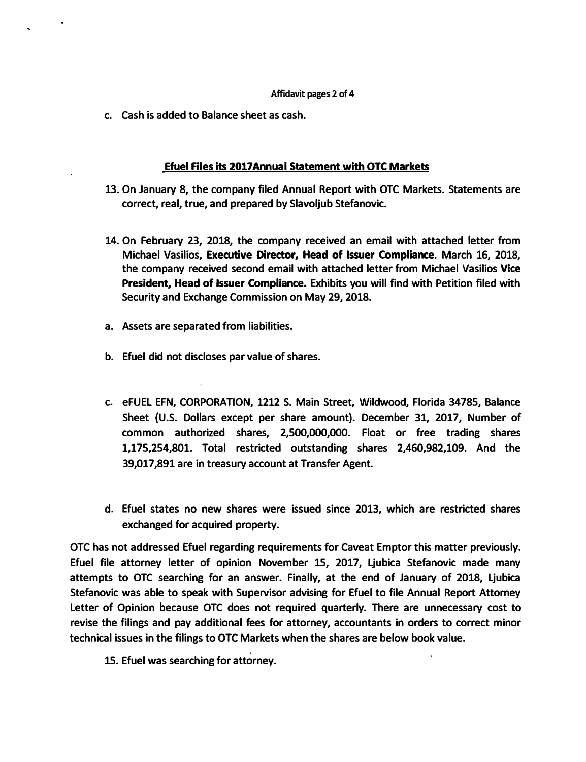c. Cash is added to Balance sheet as cash.

## Efuel Files its 2017Annual Statement with OTC Markets

13. On January 8, the company filed Annual Report with OTC Markets. Statements are correct, real, true, and prepared by Slavoljub Stefanovic.

14. On February 23, 2018, the company received an email with attached letter from Michael Vasilios, **Executive Director, Head of Issuer Compliance**. March 16, 2018, the company received second email with attached letter from Michael Vasilios **Vice President, Head of Issuer Compliance.** Exhibits you will find with Petition filed with Security and Exchange Commission on May 29, 2018.

a. Assets are separated from liabilities.

b. Efuel did not discloses par value of shares.

c. eFUEL EFN, CORPORATION, 1212 S. Main Street, Wildwood, Florida 34785, Balance Sheet (U.S. Dollars except per share amount). December 31, 2017, Number of common authorized shares, 2,500,000,000. Float or free trading shares 1,175,254,801. Total restricted outstanding shares 2,460,982,109. And the 39,017,891 are in treasury account at Transfer Agent.

d. Efuel states no new shares were issued since 2013, which are restricted shares exchanged for acquired property.

OTC has not addressed Efuel regarding requirements for Caveat Emptor this matter previously. Efuel file attorney letter of opinion November 15, 2017, Ljubica Stefanovic made many attempts to OTC searching for an answer. Finally, at the end of January of 2018, Ljubica Stefanovic was able to speak with Supervisor advising for Efuel to file Annual Report Attorney Letter of Opinion because OTC does not required quarterly. There are unnecessary cost to revise the filings and pay additional fees for attorney, accountants in orders to correct minor technical issues in the filings to OTC Markets when the shares are below book value.

15. Efuel was searching for attorney.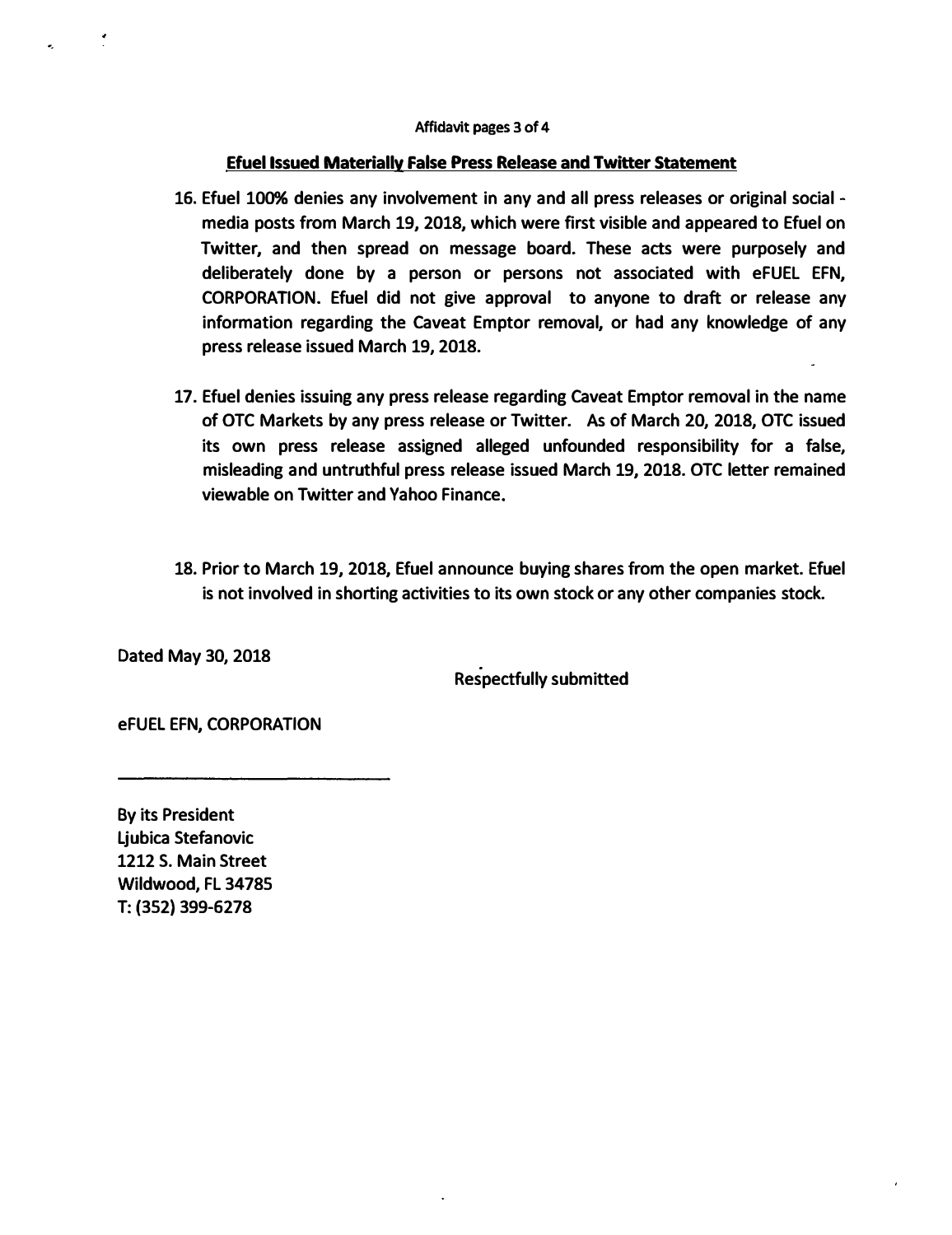Affidavit pages 3 of 4

**Efuel Issued Materially False Press Release and Twitter Statement**

16. Efuel 100% denies any involvement in any and all press releases or original social - media posts from March 19, 2018, which were first visible and appeared to Efuel on Twitter, and then spread on message board. These acts were purposely and deliberately done by a person or persons not associated with eFUEL EFN, CORPORATION. Efuel did not give approval to anyone to draft or release any information regarding the Caveat Emptor removal, or had any knowledge of any press release issued March 19, 2018.

17. Efuel denies issuing any press release regarding Caveat Emptor removal in the name of OTC Markets by any press release or Twitter. As of March 20, 2018, OTC issued its own press release assigned alleged unfounded responsibility for a false, misleading and untruthful press release issued March 19, 2018. OTC letter remained viewable on Twitter and Yahoo Finance.

18. Prior to March 19, 2018, Efuel announce buying shares from the open market. Efuel is not involved in shorting activities to its own stock or any other companies stock.

Dated May 30, 2018

Respectfully submitted

eFUEL EFN, CORPORATION

\_\_\_\_\_\_\_\_\_\_\_\_\_\_\_\_\_\_\_\_\_\_\_\_\_\_\_\_

By its President
Ljubica Stefanovic
1212 S. Main Street
Wildwood, FL 34785
T: (352) 399-6278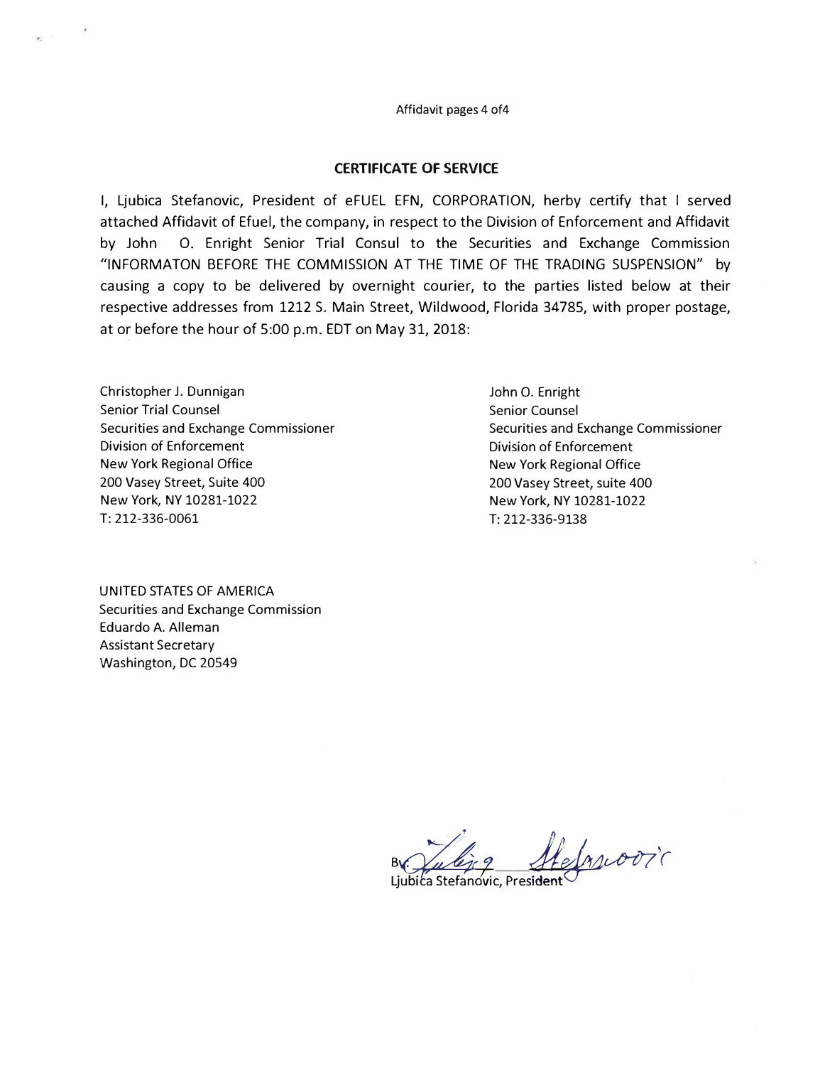Affidavit pages 4 of4

## CERTIFICATE OF SERVICE

I, Ljubica Stefanovic, President of eFUEL EFN, CORPORATION, herby certify that I served attached Affidavit of Efuel, the company, in respect to the Division of Enforcement and Affidavit by John O. Enright Senior Trial Consul to the Securities and Exchange Commission "INFORMATON BEFORE THE COMMISSION AT THE TIME OF THE TRADING SUSPENSION" by causing a copy to be delivered by overnight courier, to the parties listed below at their respective addresses from 1212 S. Main Street, Wildwood, Florida 34785, with proper postage, at or before the hour of 5:00 p.m. EDT on May 31, 2018:

Christopher J. Dunnigan
Senior Trial Counsel
Securities and Exchange Commissioner
Division of Enforcement
New York Regional Office
200 Vasey Street, Suite 400
New York, NY 10281-1022
T: 212-336-0061

John O. Enright
Senior Counsel
Securities and Exchange Commissioner
Division of Enforcement
New York Regional Office
200 Vasey Street, suite 400
New York, NY 10281-1022
T: 212-336-9138

UNITED STATES OF AMERICA
Securities and Exchange Commission
Eduardo A. Alleman
Assistant Secretary
Washington, DC 20549

By: Ljubica Stefanovic
Ljubica Stefanovic, President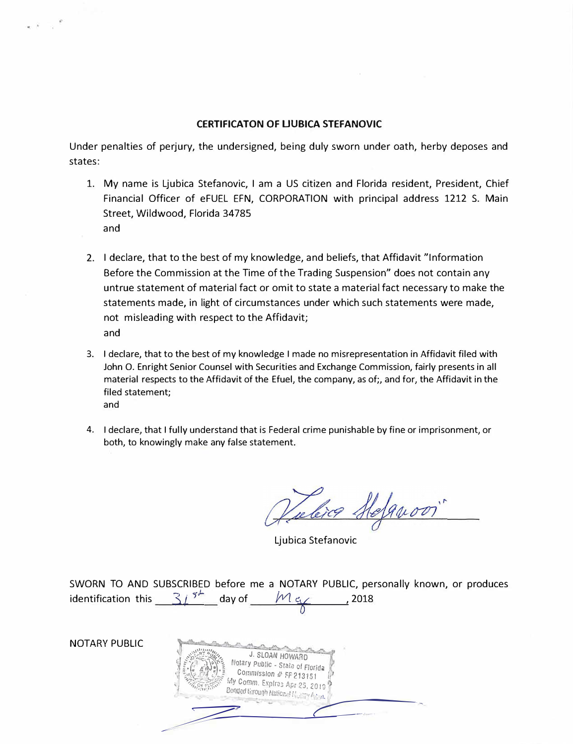**CERTIFICATON OF LJUBICA STEFANOVIC**

Under penalties of perjury, the undersigned, being duly sworn under oath, herby deposes and states:

1. My name is Ljubica Stefanovic, I am a US citizen and Florida resident, President, Chief Financial Officer of eFUEL EFN, CORPORATION with principal address 1212 S. Main Street, Wildwood, Florida 34785
   and
2. I declare, that to the best of my knowledge, and beliefs, that Affidavit "Information Before the Commission at the Time of the Trading Suspension" does not contain any untrue statement of material fact or omit to state a material fact necessary to make the statements made, in light of circumstances under which such statements were made, not misleading with respect to the Affidavit;
   and
3. I declare, that to the best of my knowledge I made no misrepresentation in Affidavit filed with John O. Enright Senior Counsel with Securities and Exchange Commission, fairly presents in all material respects to the Affidavit of the Efuel, the company, as of;, and for, the Affidavit in the filed statement;
   and
4. I declare, that I fully understand that is Federal crime punishable by fine or imprisonment, or both, to knowingly make any false statement.

Ljubica Stefanovic

SWORN TO AND SUBSCRIBED before me a NOTARY PUBLIC, personally known, or produces identification this 31st day of May, 2018

NOTARY PUBLIC

J. SLOAN HOWARD
Notary Public - State of Florida
Commission # FF 213151
My Comm. Expires Apr 25, 2019
Bonded through National Notary Assn.